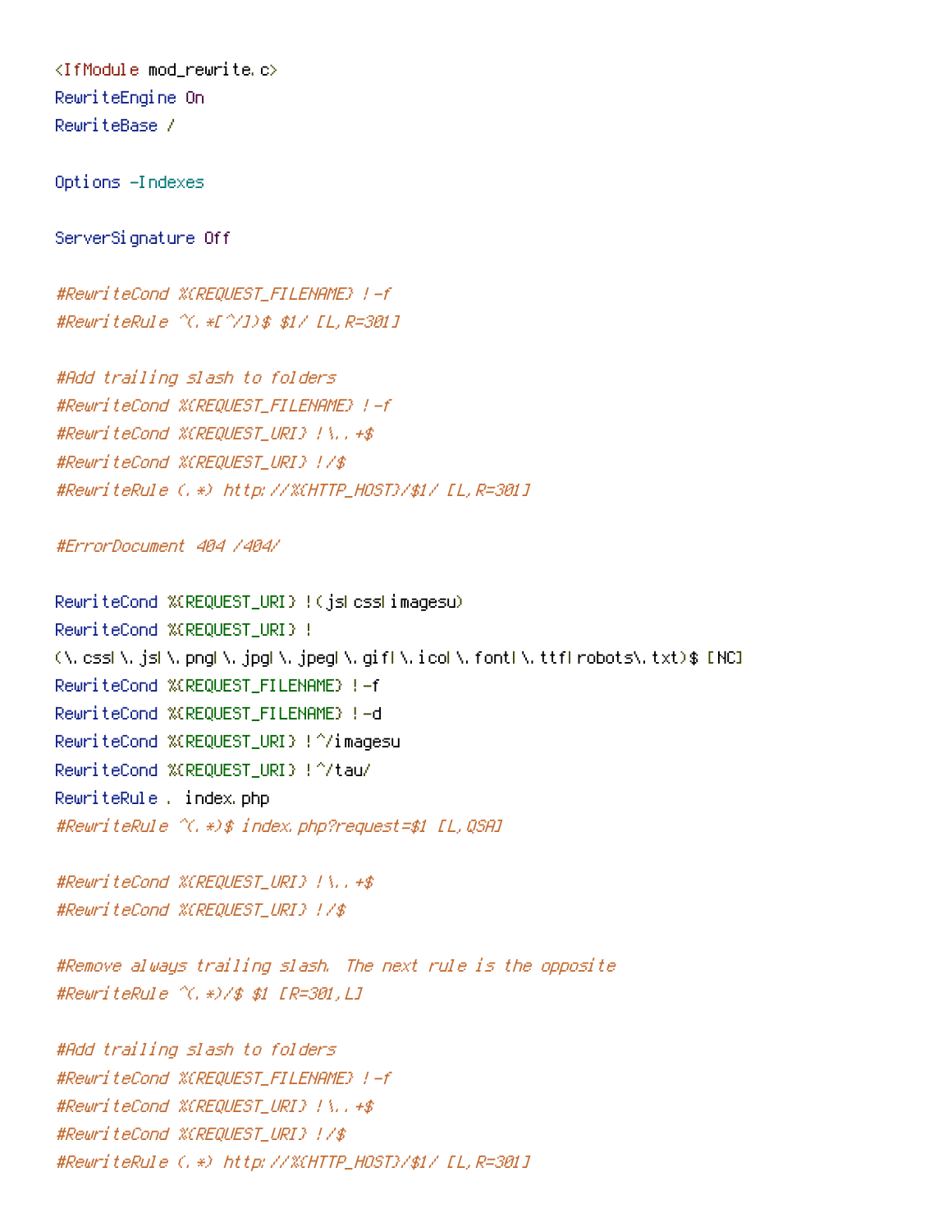```
<IfModule mod_rewrite.c>
RewriteEngine On
RewriteBase /

Options -Indexes

ServerSignature Off

#RewriteCond %{REQUEST_FILENAME} !-f
#RewriteRule ^(.*[^/])$ $1/ [L,R=301]

#Add trailing slash to folders
#RewriteCond %{REQUEST_FILENAME} !-f
#RewriteCond %{REQUEST_URI} !\..+$
#RewriteCond %{REQUEST_URI} !/$
#RewriteRule (.*) http://%{HTTP_HOST}/$1/ [L,R=301]

#ErrorDocument 404 /404/

RewriteCond %{REQUEST_URI} !(js|css|imagesu)
RewriteCond %{REQUEST_URI} !
(\.css|\.js|\.png|\.jpg|\.jpeg|\.gif|\.ico|\.font|\.ttf|robots\.txt)$ [NC]
RewriteCond %{REQUEST_FILENAME} !-f
RewriteCond %{REQUEST_FILENAME} !-d
RewriteCond %{REQUEST_URI} !^/imagesu
RewriteCond %{REQUEST_URI} !^/tau/
RewriteRule . index.php
#RewriteRule ^(.*)$ index.php?request=$1 [L,QSA]

#RewriteCond %{REQUEST_URI} !\..+$
#RewriteCond %{REQUEST_URI} !/$

#Remove always trailing slash. The next rule is the opposite
#RewriteRule ^(.*)/$ $1 [R=301,L]

#Add trailing slash to folders
#RewriteCond %{REQUEST_FILENAME} !-f
#RewriteCond %{REQUEST_URI} !\..+$
#RewriteCond %{REQUEST_URI} !/$
#RewriteRule (.*) http://%{HTTP_HOST}/$1/ [L,R=301]
```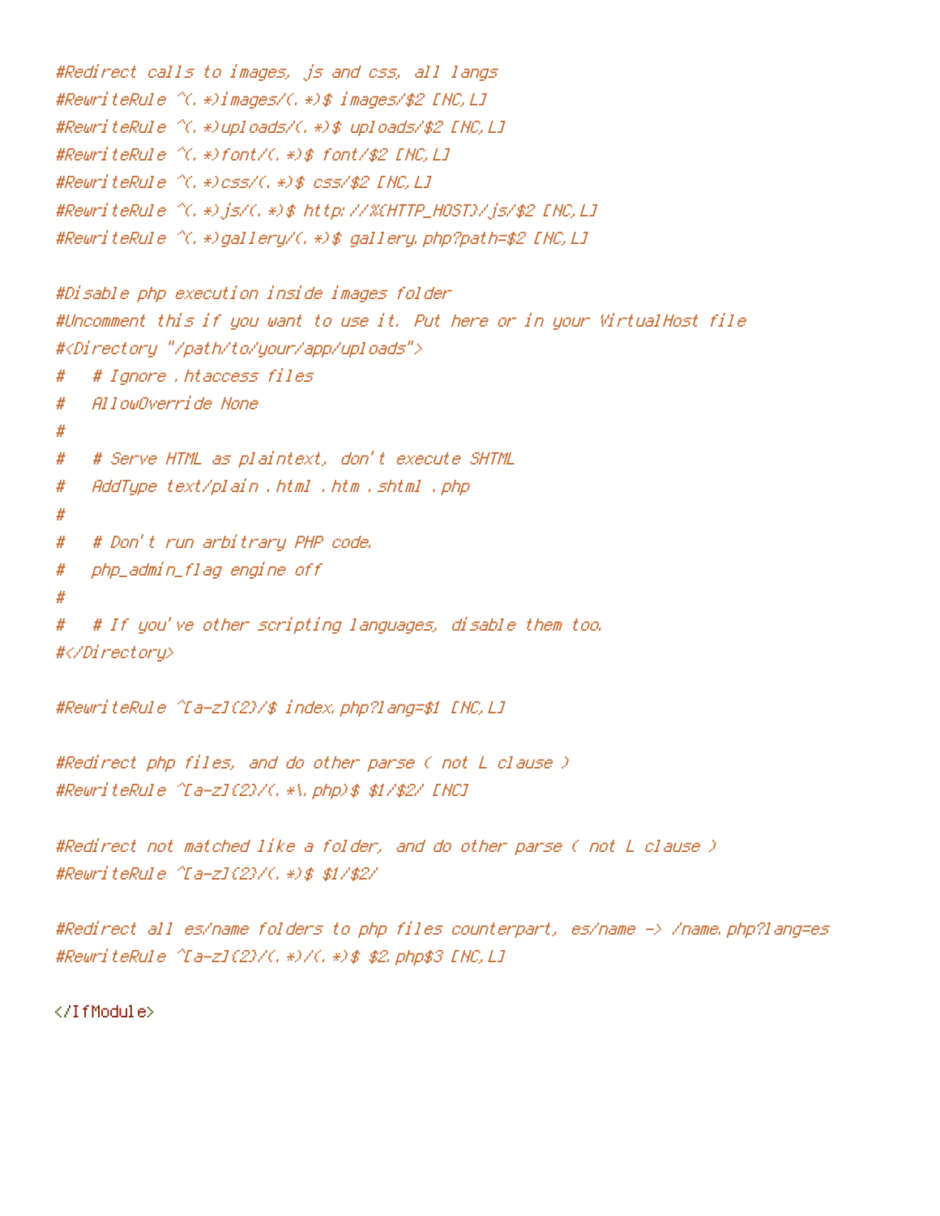```
#Redirect calls to images, js and css, all langs
#RewriteRule ^(.*)images/(.*)$ images/$2 [NC,L]
#RewriteRule ^(.*)uploads/(.*)$ uploads/$2 [NC,L]
#RewriteRule ^(.*)font/(.*)$ font/$2 [NC,L]
#RewriteRule ^(.*)css/(.*)$ css/$2 [NC,L]
#RewriteRule ^(.*)js/(.*)$ http://%{HTTP_HOST}/js/$2 [NC,L]
#RewriteRule ^(.*)gallery/(.*)$ gallery.php?path=$2 [NC,L]

#Disable php execution inside images folder
#Uncomment this if you want to use it. Put here or in your VirtualHost file
#<Directory "/path/to/your/app/uploads">
#   # Ignore .htaccess files
#   AllowOverride None
#
#   # Serve HTML as plaintext, don't execute SHTML
#   AddType text/plain .html .htm .shtml .php
#
#   # Don't run arbitrary PHP code.
#   php_admin_flag engine off
#
#   # If you've other scripting languages, disable them too.
#</Directory>

#RewriteRule ^[a-z]{2}/$ index.php?lang=$1 [NC,L]

#Redirect php files, and do other parse ( not L clause )
#RewriteRule ^[a-z]{2}/(.*\.php)$ $1/$2/ [NC]

#Redirect not matched like a folder, and do other parse ( not L clause )
#RewriteRule ^[a-z]{2}/(.*)$ $1/$2/

#Redirect all es/name folders to php files counterpart, es/name -> /name.php?lang=es
#RewriteRule ^[a-z]{2}/(.*)/(.*)$ $2.php$3 [NC,L]

</IfModule>
```